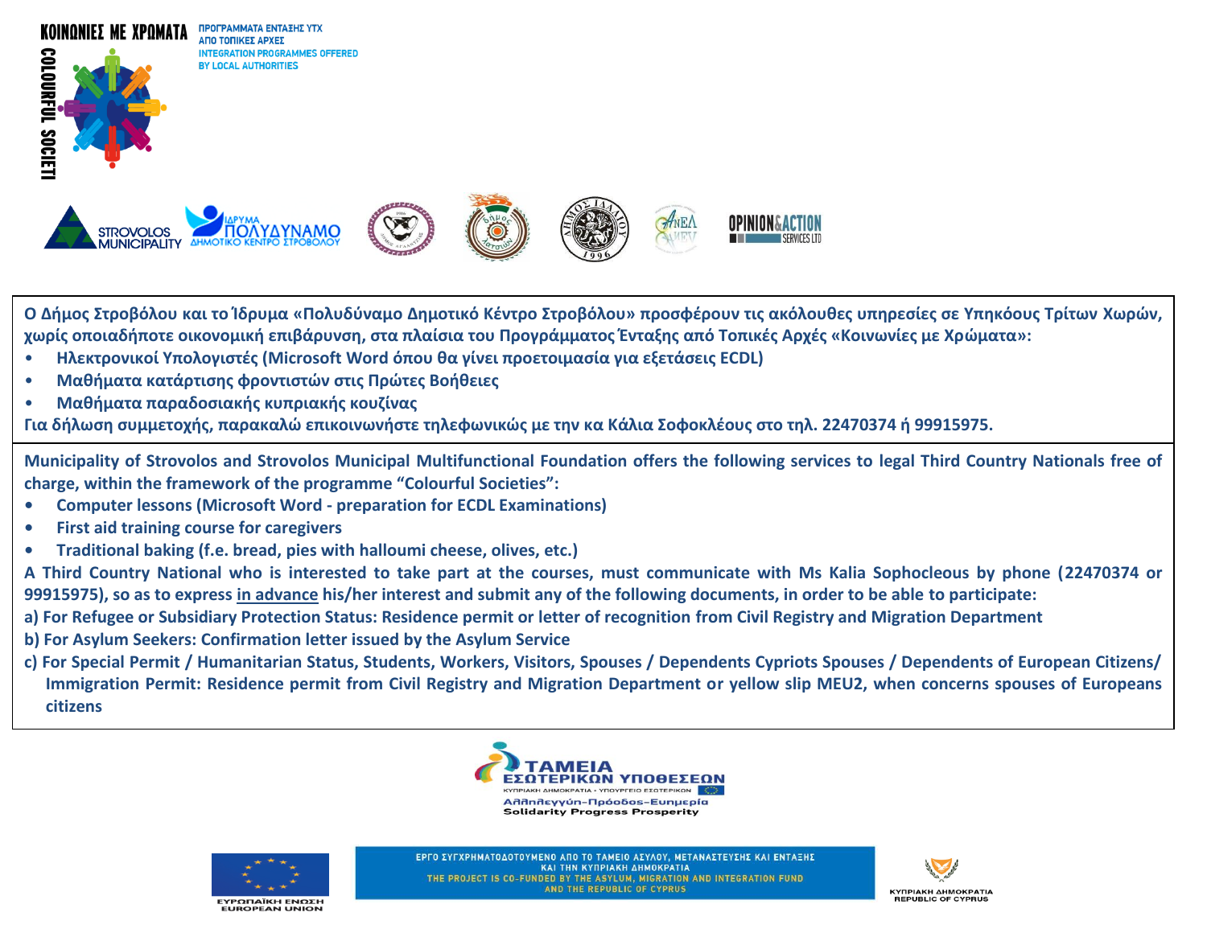**ΚΟΙΝΩΝΙΕΣ ΜΕ ΧΡΩΜΑΤΑ** / **COLOURFUL SOCIETI**

ΠΡΟΓΡΑΜΜΑΤΑ ΕΝΤΑΞΗΣ ΥΤΧ ΑΠΟ ΤΟΠΙΚΕΣ ΑΡΧΕΣ
INTEGRATION PROGRAMMES OFFERED BY LOCAL AUTHORITIES

STROVOLOS MUNICIPALITY | ΙΔΡΥΜΑ ΠΟΛΥΔΥΝΑΜΟ ΔΗΜΟΤΙΚΟ ΚΕΝΤΡΟ ΣΤΡΟΒΟΛΟΥ | OPINION&ACTION SERVICES LTD

**Ο Δήμος Στροβόλου και το Ίδρυμα «Πολυδύναμο Δημοτικό Κέντρο Στροβόλου» προσφέρουν τις ακόλουθες υπηρεσίες σε Υπηκόους Τρίτων Χωρών, χωρίς οποιαδήποτε οικονομική επιβάρυνση, στα πλαίσια του Προγράμματος Ένταξης από Τοπικές Αρχές «Κοινωνίες με Χρώματα»:**

- **Ηλεκτρονικοί Υπολογιστές (Microsoft Word όπου θα γίνει προετοιμασία για εξετάσεις ECDL)**
- **Μαθήματα κατάρτισης φροντιστών στις Πρώτες Βοήθειες**
- **Μαθήματα παραδοσιακής κυπριακής κουζίνας**

**Για δήλωση συμμετοχής, παρακαλώ επικοινωνήστε τηλεφωνικώς με την κα Κάλια Σοφοκλέους στο τηλ. 22470374 ή 99915975.**

**Municipality of Strovolos and Strovolos Municipal Multifunctional Foundation offers the following services to legal Third Country Nationals free of charge, within the framework of the programme "Colourful Societies":**

- **Computer lessons (Microsoft Word - preparation for ECDL Examinations)**
- **First aid training course for caregivers**
- **Traditional baking (f.e. bread, pies with halloumi cheese, olives, etc.)**

**A Third Country National who is interested to take part at the courses, must communicate with Ms Kalia Sophocleus by phone (22470374 or 99915975), so as to express <u>in advance</u> his/her interest and submit any of the following documents, in order to be able to participate:**

**a) For Refugee or Subsidiary Protection Status: Residence permit or letter of recognition from Civil Registry and Migration Department**

**b) For Asylum Seekers: Confirmation letter issued by the Asylum Service**

**c) For Special Permit / Humanitarian Status, Students, Workers, Visitors, Spouses / Dependents Cypriots Spouses / Dependents of European Citizens/ Immigration Permit: Residence permit from Civil Registry and Migration Department or yellow slip MEU2, when concerns spouses of Europeans citizens**

ΤΑΜΕΙΑ ΕΣΩΤΕΡΙΚΩΝ ΥΠΟΘΕΣΕΩΝ
ΚΥΠΡΙΑΚΗ ΔΗΜΟΚΡΑΤΙΑ • ΥΠΟΥΡΓΕΙΟ ΕΣΩΤΕΡΙΚΩΝ
Αλληλεγγύη-Πρόοδος-Ευημερία
Solidarity Progress Prosperity

ΕΥΡΩΠΑΪΚΗ ΕΝΩΣΗ / EUROPEAN UNION

ΕΡΓΟ ΣΥΓΧΡΗΜΑΤΟΔΟΤΟΥΜΕΝΟ ΑΠΟ ΤΟ ΤΑΜΕΙΟ ΑΣΥΛΟΥ, ΜΕΤΑΝΑΣΤΕΥΣΗΣ ΚΑΙ ΕΝΤΑΞΗΣ ΚΑΙ ΤΗΝ ΚΥΠΡΙΑΚΗ ΔΗΜΟΚΡΑΤΙΑ
THE PROJECT IS CO-FUNDED BY THE ASYLUM, MIGRATION AND INTEGRATION FUND AND THE REPUBLIC OF CYPRUS

ΚΥΠΡΙΑΚΗ ΔΗΜΟΚΡΑΤΙΑ / REPUBLIC OF CYPRUS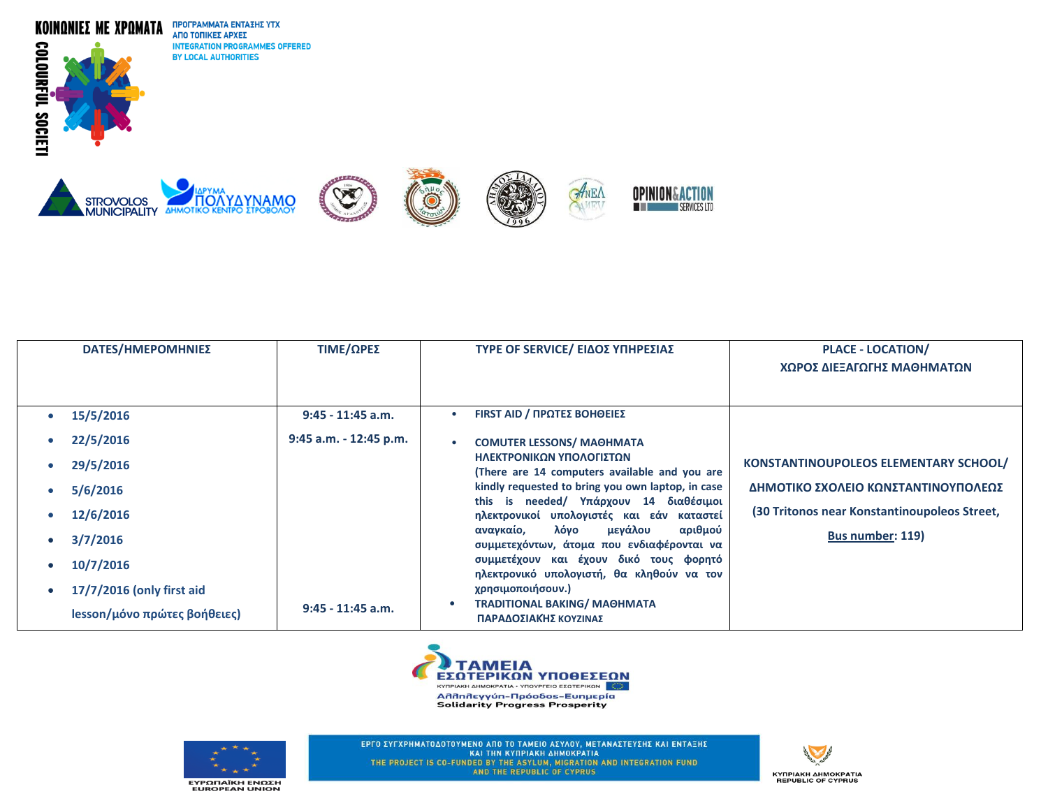**ΚΟΙΝΩΝΙΕΣ ΜΕ ΧΡΩΜΑΤΑ**
**COLOURFUL SOCIETI**

ΠΡΟΓΡΑΜΜΑΤΑ ΕΝΤΑΞΗΣ ΥΤΧ
ΑΠΟ ΤΟΠΙΚΕΣ ΑΡΧΕΣ
INTEGRATION PROGRAMMES OFFERED
BY LOCAL AUTHORITIES

STROVOLOS MUNICIPALITY | ΙΔΡΥΜΑ ΠΟΛΥΔΥΝΑΜΟ ΔΗΜΟΤΙΚΟ ΚΕΝΤΡΟ ΣΤΡΟΒΟΛΟΥ | OPINION&ACTION SERVICES LTD

| DATES/ΗΜΕΡΟΜΗΝΙΕΣ | TIME/ΩΡΕΣ | TYPE OF SERVICE/ ΕΙΔΟΣ ΥΠΗΡΕΣΙΑΣ | PLACE - LOCATION/ ΧΩΡΟΣ ΔΙΕΞΑΓΩΓΗΣ ΜΑΘΗΜΑΤΩΝ |
|---|---|---|---|
| • 15/5/2016<br>• 22/5/2016<br>• 29/5/2016<br>• 5/6/2016<br>• 12/6/2016<br>• 3/7/2016<br>• 10/7/2016<br>• 17/7/2016 (only first aid lesson/μόνο πρώτες βοήθειες) | 9:45 - 11:45 a.m.<br>9:45 a.m. - 12:45 p.m.<br>9:45 - 11:45 a.m. | • FIRST AID / ΠΡΩΤΕΣ ΒΟΗΘΕΙΕΣ<br>• COMUTER LESSONS/ ΜΑΘΗΜΑΤΑ ΗΛΕΚΤΡΟΝΙΚΩΝ ΥΠΟΛΟΓΙΣΤΩΝ (There are 14 computers available and you are kindly requested to bring you own laptop, in case this is needed/ Υπάρχουν 14 διαθέσιμοι ηλεκτρονικοί υπολογιστές και εάν καταστεί αναγκαίο, λόγο μεγάλου αριθμού συμμετεχόντων, άτομα που ενδιαφέρονται να συμμετέχουν και έχουν δικό τους φορητό ηλεκτρονικό υπολογιστή, θα κληθούν να τον χρησιμοποιήσουν.)<br>• TRADITIONAL BAKING/ ΜΑΘΗΜΑΤΑ ΠΑΡΑΔΟΣΙΑΚΗΣ ΚΟΥΖΙΝΑΣ | KONSTANTINOUPOLEOS ELEMENTARY SCHOOL/ ΔΗΜΟΤΙΚΟ ΣΧΟΛΕΙΟ ΚΩΝΣΤΑΝΤΙΝΟΥΠΟΛΕΩΣ (30 Tritonos near Konstantinoupoleos Street, Bus number: 119) |

ΤΑΜΕΙΑ ΕΣΩΤΕΡΙΚΩΝ ΥΠΟΘΕΣΕΩΝ
ΚΥΠΡΙΑΚΗ ΔΗΜΟΚΡΑΤΙΑ • ΥΠΟΥΡΓΕΙΟ ΕΣΩΤΕΡΙΚΩΝ
Αλληλεγγύη-Πρόοδος-Ευημερία
Solidarity Progress Prosperity

ΕΥΡΩΠΑΪΚΗ ΕΝΩΣΗ
EUROPEAN UNION

ΕΡΓΟ ΣΥΓΧΡΗΜΑΤΟΔΟΤΟΥΜΕΝΟ ΑΠΟ ΤΟ ΤΑΜΕΙΟ ΑΣΥΛΟΥ, ΜΕΤΑΝΑΣΤΕΥΣΗΣ ΚΑΙ ΕΝΤΑΞΗΣ ΚΑΙ ΤΗΝ ΚΥΠΡΙΑΚΗ ΔΗΜΟΚΡΑΤΙΑ
THE PROJECT IS CO-FUNDED BY THE ASYLUM, MIGRATION AND INTEGRATION FUND AND THE REPUBLIC OF CYPRUS

ΚΥΠΡΙΑΚΗ ΔΗΜΟΚΡΑΤΙΑ
REPUBLIC OF CYPRUS